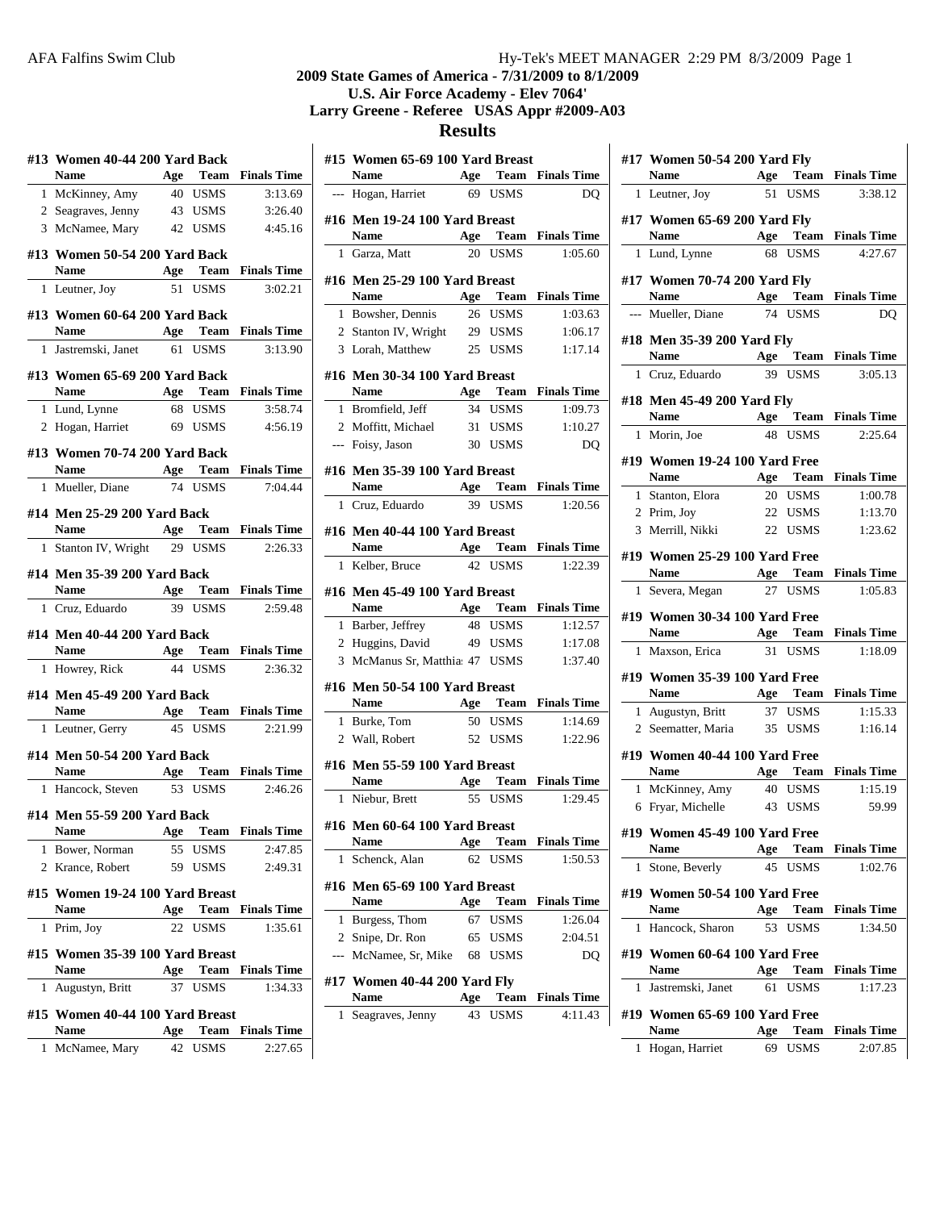# 2009 State Games of America - 7/31/2009 to 8/1/2009

**U.S. Air Force Academy - Elev 7064'**

**Larry Greene - Referee USAS Appr #2009-A03**

## Results

### #13 Women 40-44 200 Yard Back

| | Name | Age | Team | Finals Time |
|---|---|---|---|---|
| 1 | McKinney, Amy | 40 | USMS | 3:13.69 |
| 2 | Seagraves, Jenny | 43 | USMS | 3:26.40 |
| 3 | McNamee, Mary | 42 | USMS | 4:45.16 |

### #13 Women 50-54 200 Yard Back

| | Name | Age | Team | Finals Time |
|---|---|---|---|---|
| 1 | Leutner, Joy | 51 | USMS | 3:02.21 |

### #13 Women 60-64 200 Yard Back

| | Name | Age | Team | Finals Time |
|---|---|---|---|---|
| 1 | Jastremski, Janet | 61 | USMS | 3:13.90 |

### #13 Women 65-69 200 Yard Back

| | Name | Age | Team | Finals Time |
|---|---|---|---|---|
| 1 | Lund, Lynne | 68 | USMS | 3:58.74 |
| 2 | Hogan, Harriet | 69 | USMS | 4:56.19 |

### #13 Women 70-74 200 Yard Back

| | Name | Age | Team | Finals Time |
|---|---|---|---|---|
| 1 | Mueller, Diane | 74 | USMS | 7:04.44 |

### #14 Men 25-29 200 Yard Back

| | Name | Age | Team | Finals Time |
|---|---|---|---|---|
| 1 | Stanton IV, Wright | 29 | USMS | 2:26.33 |

### #14 Men 35-39 200 Yard Back

| | Name | Age | Team | Finals Time |
|---|---|---|---|---|
| 1 | Cruz, Eduardo | 39 | USMS | 2:59.48 |

### #14 Men 40-44 200 Yard Back

| | Name | Age | Team | Finals Time |
|---|---|---|---|---|
| 1 | Howrey, Rick | 44 | USMS | 2:36.32 |

### #14 Men 45-49 200 Yard Back

| | Name | Age | Team | Finals Time |
|---|---|---|---|---|
| 1 | Leutner, Gerry | 45 | USMS | 2:21.99 |

### #14 Men 50-54 200 Yard Back

| | Name | Age | Team | Finals Time |
|---|---|---|---|---|
| 1 | Hancock, Steven | 53 | USMS | 2:46.26 |

### #14 Men 55-59 200 Yard Back

| | Name | Age | Team | Finals Time |
|---|---|---|---|---|
| 1 | Bower, Norman | 55 | USMS | 2:47.85 |
| 2 | Krance, Robert | 59 | USMS | 2:49.31 |

### #15 Women 19-24 100 Yard Breast

| | Name | Age | Team | Finals Time |
|---|---|---|---|---|
| 1 | Prim, Joy | 22 | USMS | 1:35.61 |

### #15 Women 35-39 100 Yard Breast

| | Name | Age | Team | Finals Time |
|---|---|---|---|---|
| 1 | Augustyn, Britt | 37 | USMS | 1:34.33 |

### #15 Women 40-44 100 Yard Breast

| | Name | Age | Team | Finals Time |
|---|---|---|---|---|
| 1 | McNamee, Mary | 42 | USMS | 2:27.65 |

### #15 Women 65-69 100 Yard Breast

| | Name | Age | Team | Finals Time |
|---|---|---|---|---|
| --- | Hogan, Harriet | 69 | USMS | DQ |

### #16 Men 19-24 100 Yard Breast

| | Name | Age | Team | Finals Time |
|---|---|---|---|---|
| 1 | Garza, Matt | 20 | USMS | 1:05.60 |

### #16 Men 25-29 100 Yard Breast

| | Name | Age | Team | Finals Time |
|---|---|---|---|---|
| 1 | Bowsher, Dennis | 26 | USMS | 1:03.63 |
| 2 | Stanton IV, Wright | 29 | USMS | 1:06.17 |
| 3 | Lorah, Matthew | 25 | USMS | 1:17.14 |

### #16 Men 30-34 100 Yard Breast

| | Name | Age | Team | Finals Time |
|---|---|---|---|---|
| 1 | Bromfield, Jeff | 34 | USMS | 1:09.73 |
| 2 | Moffitt, Michael | 31 | USMS | 1:10.27 |
| --- | Foisy, Jason | 30 | USMS | DQ |

### #16 Men 35-39 100 Yard Breast

| | Name | Age | Team | Finals Time |
|---|---|---|---|---|
| 1 | Cruz, Eduardo | 39 | USMS | 1:20.56 |

### #16 Men 40-44 100 Yard Breast

| | Name | Age | Team | Finals Time |
|---|---|---|---|---|
| 1 | Kelber, Bruce | 42 | USMS | 1:22.39 |

### #16 Men 45-49 100 Yard Breast

| | Name | Age | Team | Finals Time |
|---|---|---|---|---|
| 1 | Barber, Jeffrey | 48 | USMS | 1:12.57 |
| 2 | Huggins, David | 49 | USMS | 1:17.08 |
| 3 | McManus Sr, Matthia | 47 | USMS | 1:37.40 |

### #16 Men 50-54 100 Yard Breast

| | Name | Age | Team | Finals Time |
|---|---|---|---|---|
| 1 | Burke, Tom | 50 | USMS | 1:14.69 |
| 2 | Wall, Robert | 52 | USMS | 1:22.96 |

### #16 Men 55-59 100 Yard Breast

| | Name | Age | Team | Finals Time |
|---|---|---|---|---|
| 1 | Niebur, Brett | 55 | USMS | 1:29.45 |

### #16 Men 60-64 100 Yard Breast

| | Name | Age | Team | Finals Time |
|---|---|---|---|---|
| 1 | Schenck, Alan | 62 | USMS | 1:50.53 |

### #16 Men 65-69 100 Yard Breast

| | Name | Age | Team | Finals Time |
|---|---|---|---|---|
| 1 | Burgess, Thom | 67 | USMS | 1:26.04 |
| 2 | Snipe, Dr. Ron | 65 | USMS | 2:04.51 |
| --- | McNamee, Sr, Mike | 68 | USMS | DQ |

### #17 Women 40-44 200 Yard Fly

| | Name | Age | Team | Finals Time |
|---|---|---|---|---|
| 1 | Seagraves, Jenny | 43 | USMS | 4:11.43 |

### #17 Women 50-54 200 Yard Fly

| | Name | Age | Team | Finals Time |
|---|---|---|---|---|
| 1 | Leutner, Joy | 51 | USMS | 3:38.12 |

### #17 Women 65-69 200 Yard Fly

| | Name | Age | Team | Finals Time |
|---|---|---|---|---|
| 1 | Lund, Lynne | 68 | USMS | 4:27.67 |

### #17 Women 70-74 200 Yard Fly

| | Name | Age | Team | Finals Time |
|---|---|---|---|---|
| --- | Mueller, Diane | 74 | USMS | DQ |

### #18 Men 35-39 200 Yard Fly

| | Name | Age | Team | Finals Time |
|---|---|---|---|---|
| 1 | Cruz, Eduardo | 39 | USMS | 3:05.13 |

### #18 Men 45-49 200 Yard Fly

| | Name | Age | Team | Finals Time |
|---|---|---|---|---|
| 1 | Morin, Joe | 48 | USMS | 2:25.64 |

### #19 Women 19-24 100 Yard Free

| | Name | Age | Team | Finals Time |
|---|---|---|---|---|
| 1 | Stanton, Elora | 20 | USMS | 1:00.78 |
| 2 | Prim, Joy | 22 | USMS | 1:13.70 |
| 3 | Merrill, Nikki | 22 | USMS | 1:23.62 |

### #19 Women 25-29 100 Yard Free

| | Name | Age | Team | Finals Time |
|---|---|---|---|---|
| 1 | Severa, Megan | 27 | USMS | 1:05.83 |

### #19 Women 30-34 100 Yard Free

| | Name | Age | Team | Finals Time |
|---|---|---|---|---|
| 1 | Maxson, Erica | 31 | USMS | 1:18.09 |

### #19 Women 35-39 100 Yard Free

| | Name | Age | Team | Finals Time |
|---|---|---|---|---|
| 1 | Augustyn, Britt | 37 | USMS | 1:15.33 |
| 2 | Seematter, Maria | 35 | USMS | 1:16.14 |

### #19 Women 40-44 100 Yard Free

| | Name | Age | Team | Finals Time |
|---|---|---|---|---|
| 1 | McKinney, Amy | 40 | USMS | 1:15.19 |
| 6 | Fryar, Michelle | 43 | USMS | 59.99 |

### #19 Women 45-49 100 Yard Free

| | Name | Age | Team | Finals Time |
|---|---|---|---|---|
| 1 | Stone, Beverly | 45 | USMS | 1:02.76 |

### #19 Women 50-54 100 Yard Free

| | Name | Age | Team | Finals Time |
|---|---|---|---|---|
| 1 | Hancock, Sharon | 53 | USMS | 1:34.50 |

### #19 Women 60-64 100 Yard Free

| | Name | Age | Team | Finals Time |
|---|---|---|---|---|
| 1 | Jastremski, Janet | 61 | USMS | 1:17.23 |

### #19 Women 65-69 100 Yard Free

| | Name | Age | Team | Finals Time |
|---|---|---|---|---|
| 1 | Hogan, Harriet | 69 | USMS | 2:07.85 |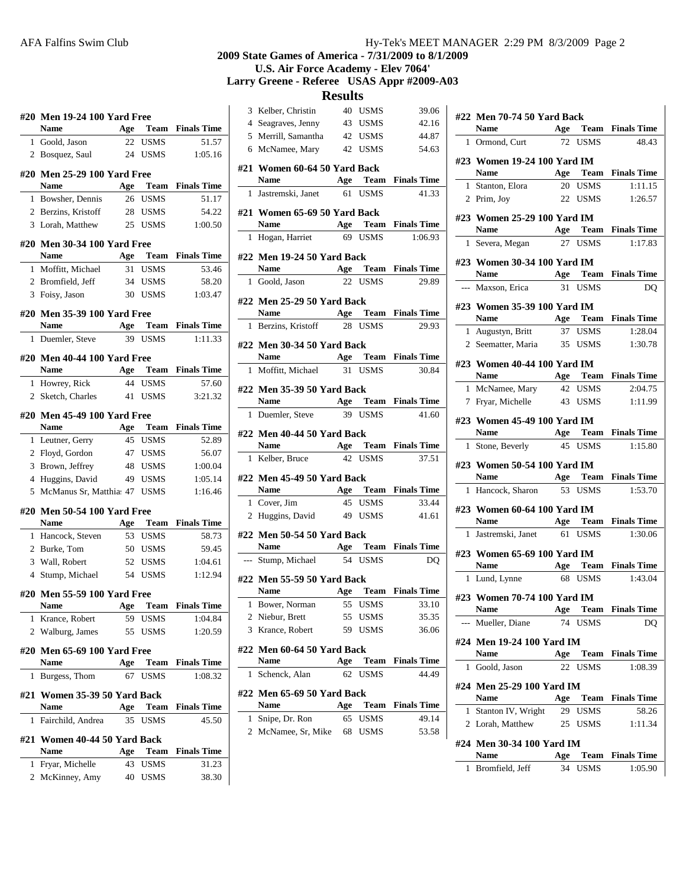## 2009 State Games of America - 7/31/2009 to 8/1/2009
## U.S. Air Force Academy - Elev 7064'
## Larry Greene - Referee USAS Appr #2009-A03
## Results

### #20 Men 19-24 100 Yard Free

| | Name | Age | Team | Finals Time |
|---|---|---|---|---|
| 1 | Goold, Jason | 22 | USMS | 51.57 |
| 2 | Bosquez, Saul | 24 | USMS | 1:05.16 |

### #20 Men 25-29 100 Yard Free

| | Name | Age | Team | Finals Time |
|---|---|---|---|---|
| 1 | Bowsher, Dennis | 26 | USMS | 51.17 |
| 2 | Berzins, Kristoff | 28 | USMS | 54.22 |
| 3 | Lorah, Matthew | 25 | USMS | 1:00.50 |

### #20 Men 30-34 100 Yard Free

| | Name | Age | Team | Finals Time |
|---|---|---|---|---|
| 1 | Moffitt, Michael | 31 | USMS | 53.46 |
| 2 | Bromfield, Jeff | 34 | USMS | 58.20 |
| 3 | Foisy, Jason | 30 | USMS | 1:03.47 |

### #20 Men 35-39 100 Yard Free

| | Name | Age | Team | Finals Time |
|---|---|---|---|---|
| 1 | Duemler, Steve | 39 | USMS | 1:11.33 |

### #20 Men 40-44 100 Yard Free

| | Name | Age | Team | Finals Time |
|---|---|---|---|---|
| 1 | Howrey, Rick | 44 | USMS | 57.60 |
| 2 | Sketch, Charles | 41 | USMS | 3:21.32 |

### #20 Men 45-49 100 Yard Free

| | Name | Age | Team | Finals Time |
|---|---|---|---|---|
| 1 | Leutner, Gerry | 45 | USMS | 52.89 |
| 2 | Floyd, Gordon | 47 | USMS | 56.07 |
| 3 | Brown, Jeffrey | 48 | USMS | 1:00.04 |
| 4 | Huggins, David | 49 | USMS | 1:05.14 |
| 5 | McManus Sr, Matthia | 47 | USMS | 1:16.46 |

### #20 Men 50-54 100 Yard Free

| | Name | Age | Team | Finals Time |
|---|---|---|---|---|
| 1 | Hancock, Steven | 53 | USMS | 58.73 |
| 2 | Burke, Tom | 50 | USMS | 59.45 |
| 3 | Wall, Robert | 52 | USMS | 1:04.61 |
| 4 | Stump, Michael | 54 | USMS | 1:12.94 |

### #20 Men 55-59 100 Yard Free

| | Name | Age | Team | Finals Time |
|---|---|---|---|---|
| 1 | Krance, Robert | 59 | USMS | 1:04.84 |
| 2 | Walburg, James | 55 | USMS | 1:20.59 |

### #20 Men 65-69 100 Yard Free

| | Name | Age | Team | Finals Time |
|---|---|---|---|---|
| 1 | Burgess, Thom | 67 | USMS | 1:08.32 |

### #21 Women 35-39 50 Yard Back

| | Name | Age | Team | Finals Time |
|---|---|---|---|---|
| 1 | Fairchild, Andrea | 35 | USMS | 45.50 |

### #21 Women 40-44 50 Yard Back

| | Name | Age | Team | Finals Time |
|---|---|---|---|---|
| 1 | Fryar, Michelle | 43 | USMS | 31.23 |
| 2 | McKinney, Amy | 40 | USMS | 38.30 |
| 3 | Kelber, Christin | 40 | USMS | 39.06 |
| 4 | Seagraves, Jenny | 43 | USMS | 42.16 |
| 5 | Merrill, Samantha | 42 | USMS | 44.87 |
| 6 | McNamee, Mary | 42 | USMS | 54.63 |

### #21 Women 60-64 50 Yard Back

| | Name | Age | Team | Finals Time |
|---|---|---|---|---|
| 1 | Jastremski, Janet | 61 | USMS | 41.33 |

### #21 Women 65-69 50 Yard Back

| | Name | Age | Team | Finals Time |
|---|---|---|---|---|
| 1 | Hogan, Harriet | 69 | USMS | 1:06.93 |

### #22 Men 19-24 50 Yard Back

| | Name | Age | Team | Finals Time |
|---|---|---|---|---|
| 1 | Goold, Jason | 22 | USMS | 29.89 |

### #22 Men 25-29 50 Yard Back

| | Name | Age | Team | Finals Time |
|---|---|---|---|---|
| 1 | Berzins, Kristoff | 28 | USMS | 29.93 |

### #22 Men 30-34 50 Yard Back

| | Name | Age | Team | Finals Time |
|---|---|---|---|---|
| 1 | Moffitt, Michael | 31 | USMS | 30.84 |

### #22 Men 35-39 50 Yard Back

| | Name | Age | Team | Finals Time |
|---|---|---|---|---|
| 1 | Duemler, Steve | 39 | USMS | 41.60 |

### #22 Men 40-44 50 Yard Back

| | Name | Age | Team | Finals Time |
|---|---|---|---|---|
| 1 | Kelber, Bruce | 42 | USMS | 37.51 |

### #22 Men 45-49 50 Yard Back

| | Name | Age | Team | Finals Time |
|---|---|---|---|---|
| 1 | Cover, Jim | 45 | USMS | 33.44 |
| 2 | Huggins, David | 49 | USMS | 41.61 |

### #22 Men 50-54 50 Yard Back

| | Name | Age | Team | Finals Time |
|---|---|---|---|---|
| --- | Stump, Michael | 54 | USMS | DQ |

### #22 Men 55-59 50 Yard Back

| | Name | Age | Team | Finals Time |
|---|---|---|---|---|
| 1 | Bower, Norman | 55 | USMS | 33.10 |
| 2 | Niebur, Brett | 55 | USMS | 35.35 |
| 3 | Krance, Robert | 59 | USMS | 36.06 |

### #22 Men 60-64 50 Yard Back

| | Name | Age | Team | Finals Time |
|---|---|---|---|---|
| 1 | Schenck, Alan | 62 | USMS | 44.49 |

### #22 Men 65-69 50 Yard Back

| | Name | Age | Team | Finals Time |
|---|---|---|---|---|
| 1 | Snipe, Dr. Ron | 65 | USMS | 49.14 |
| 2 | McNamee, Sr, Mike | 68 | USMS | 53.58 |

### #22 Men 70-74 50 Yard Back

| | Name | Age | Team | Finals Time |
|---|---|---|---|---|
| 1 | Ormond, Curt | 72 | USMS | 48.43 |

### #23 Women 19-24 100 Yard IM

| | Name | Age | Team | Finals Time |
|---|---|---|---|---|
| 1 | Stanton, Elora | 20 | USMS | 1:11.15 |
| 2 | Prim, Joy | 22 | USMS | 1:26.57 |

### #23 Women 25-29 100 Yard IM

| | Name | Age | Team | Finals Time |
|---|---|---|---|---|
| 1 | Severa, Megan | 27 | USMS | 1:17.83 |

### #23 Women 30-34 100 Yard IM

| | Name | Age | Team | Finals Time |
|---|---|---|---|---|
| --- | Maxson, Erica | 31 | USMS | DQ |

### #23 Women 35-39 100 Yard IM

| | Name | Age | Team | Finals Time |
|---|---|---|---|---|
| 1 | Augustyn, Britt | 37 | USMS | 1:28.04 |
| 2 | Seematter, Maria | 35 | USMS | 1:30.78 |

### #23 Women 40-44 100 Yard IM

| | Name | Age | Team | Finals Time |
|---|---|---|---|---|
| 1 | McNamee, Mary | 42 | USMS | 2:04.75 |
| 7 | Fryar, Michelle | 43 | USMS | 1:11.99 |

### #23 Women 45-49 100 Yard IM

| | Name | Age | Team | Finals Time |
|---|---|---|---|---|
| 1 | Stone, Beverly | 45 | USMS | 1:15.80 |

### #23 Women 50-54 100 Yard IM

| | Name | Age | Team | Finals Time |
|---|---|---|---|---|
| 1 | Hancock, Sharon | 53 | USMS | 1:53.70 |

### #23 Women 60-64 100 Yard IM

| | Name | Age | Team | Finals Time |
|---|---|---|---|---|
| 1 | Jastremski, Janet | 61 | USMS | 1:30.06 |

### #23 Women 65-69 100 Yard IM

| | Name | Age | Team | Finals Time |
|---|---|---|---|---|
| 1 | Lund, Lynne | 68 | USMS | 1:43.04 |

### #23 Women 70-74 100 Yard IM

| | Name | Age | Team | Finals Time |
|---|---|---|---|---|
| --- | Mueller, Diane | 74 | USMS | DQ |

### #24 Men 19-24 100 Yard IM

| | Name | Age | Team | Finals Time |
|---|---|---|---|---|
| 1 | Goold, Jason | 22 | USMS | 1:08.39 |

### #24 Men 25-29 100 Yard IM

| | Name | Age | Team | Finals Time |
|---|---|---|---|---|
| 1 | Stanton IV, Wright | 29 | USMS | 58.26 |
| 2 | Lorah, Matthew | 25 | USMS | 1:11.34 |

### #24 Men 30-34 100 Yard IM

| | Name | Age | Team | Finals Time |
|---|---|---|---|---|
| 1 | Bromfield, Jeff | 34 | USMS | 1:05.90 |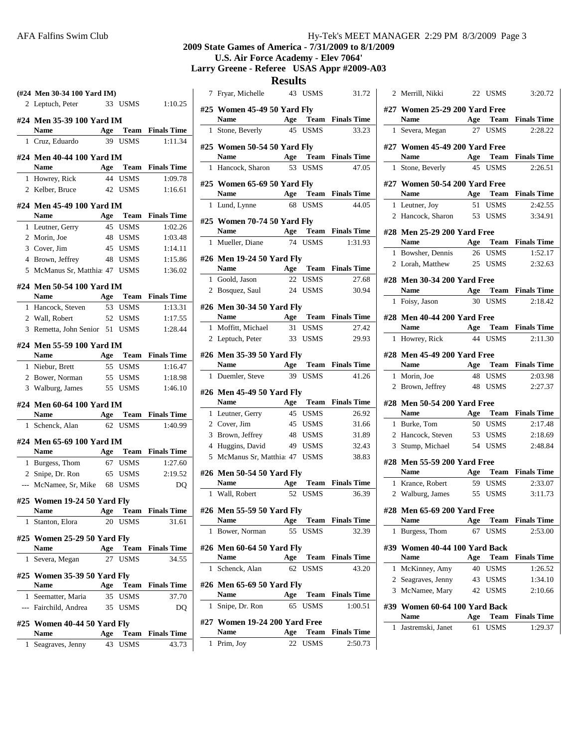## 2009 State Games of America - 7/31/2009 to 8/1/2009

### U.S. Air Force Academy - Elev 7064'

### Larry Greene - Referee USAS Appr #2009-A03

## Results

**(#24 Men 30-34 100 Yard IM)**

| | Name | Age | Team | Finals Time |
|---|---|---|---|---|
| 2 | Leptuch, Peter | 33 | USMS | 1:10.25 |

**#24 Men 35-39 100 Yard IM**

| | Name | Age | Team | Finals Time |
|---|---|---|---|---|
| 1 | Cruz, Eduardo | 39 | USMS | 1:11.34 |

**#24 Men 40-44 100 Yard IM**

| | Name | Age | Team | Finals Time |
|---|---|---|---|---|
| 1 | Howrey, Rick | 44 | USMS | 1:09.78 |
| 2 | Kelber, Bruce | 42 | USMS | 1:16.61 |

**#24 Men 45-49 100 Yard IM**

| | Name | Age | Team | Finals Time |
|---|---|---|---|---|
| 1 | Leutner, Gerry | 45 | USMS | 1:02.26 |
| 2 | Morin, Joe | 48 | USMS | 1:03.48 |
| 3 | Cover, Jim | 45 | USMS | 1:14.11 |
| 4 | Brown, Jeffrey | 48 | USMS | 1:15.86 |
| 5 | McManus Sr, Matthia | 47 | USMS | 1:36.02 |

**#24 Men 50-54 100 Yard IM**

| | Name | Age | Team | Finals Time |
|---|---|---|---|---|
| 1 | Hancock, Steven | 53 | USMS | 1:13.31 |
| 2 | Wall, Robert | 52 | USMS | 1:17.55 |
| 3 | Remetta, John Senior | 51 | USMS | 1:28.44 |

**#24 Men 55-59 100 Yard IM**

| | Name | Age | Team | Finals Time |
|---|---|---|---|---|
| 1 | Niebur, Brett | 55 | USMS | 1:16.47 |
| 2 | Bower, Norman | 55 | USMS | 1:18.98 |
| 3 | Walburg, James | 55 | USMS | 1:46.10 |

**#24 Men 60-64 100 Yard IM**

| | Name | Age | Team | Finals Time |
|---|---|---|---|---|
| 1 | Schenck, Alan | 62 | USMS | 1:40.99 |

**#24 Men 65-69 100 Yard IM**

| | Name | Age | Team | Finals Time |
|---|---|---|---|---|
| 1 | Burgess, Thom | 67 | USMS | 1:27.60 |
| 2 | Snipe, Dr. Ron | 65 | USMS | 2:19.52 |
| --- | McNamee, Sr, Mike | 68 | USMS | DQ |

**#25 Women 19-24 50 Yard Fly**

| | Name | Age | Team | Finals Time |
|---|---|---|---|---|
| 1 | Stanton, Elora | 20 | USMS | 31.61 |

**#25 Women 25-29 50 Yard Fly**

| | Name | Age | Team | Finals Time |
|---|---|---|---|---|
| 1 | Severa, Megan | 27 | USMS | 34.55 |

**#25 Women 35-39 50 Yard Fly**

| | Name | Age | Team | Finals Time |
|---|---|---|---|---|
| 1 | Seematter, Maria | 35 | USMS | 37.70 |
| --- | Fairchild, Andrea | 35 | USMS | DQ |

**#25 Women 40-44 50 Yard Fly**

| | Name | Age | Team | Finals Time |
|---|---|---|---|---|
| 1 | Seagraves, Jenny | 43 | USMS | 43.73 |
| 7 | Fryar, Michelle | 43 | USMS | 31.72 |

**#25 Women 45-49 50 Yard Fly**

| | Name | Age | Team | Finals Time |
|---|---|---|---|---|
| 1 | Stone, Beverly | 45 | USMS | 33.23 |

**#25 Women 50-54 50 Yard Fly**

| | Name | Age | Team | Finals Time |
|---|---|---|---|---|
| 1 | Hancock, Sharon | 53 | USMS | 47.05 |

**#25 Women 65-69 50 Yard Fly**

| | Name | Age | Team | Finals Time |
|---|---|---|---|---|
| 1 | Lund, Lynne | 68 | USMS | 44.05 |

**#25 Women 70-74 50 Yard Fly**

| | Name | Age | Team | Finals Time |
|---|---|---|---|---|
| 1 | Mueller, Diane | 74 | USMS | 1:31.93 |

**#26 Men 19-24 50 Yard Fly**

| | Name | Age | Team | Finals Time |
|---|---|---|---|---|
| 1 | Goold, Jason | 22 | USMS | 27.68 |
| 2 | Bosquez, Saul | 24 | USMS | 30.94 |

**#26 Men 30-34 50 Yard Fly**

| | Name | Age | Team | Finals Time |
|---|---|---|---|---|
| 1 | Moffitt, Michael | 31 | USMS | 27.42 |
| 2 | Leptuch, Peter | 33 | USMS | 29.93 |

**#26 Men 35-39 50 Yard Fly**

| | Name | Age | Team | Finals Time |
|---|---|---|---|---|
| 1 | Duemler, Steve | 39 | USMS | 41.26 |

**#26 Men 45-49 50 Yard Fly**

| | Name | Age | Team | Finals Time |
|---|---|---|---|---|
| 1 | Leutner, Gerry | 45 | USMS | 26.92 |
| 2 | Cover, Jim | 45 | USMS | 31.66 |
| 3 | Brown, Jeffrey | 48 | USMS | 31.89 |
| 4 | Huggins, David | 49 | USMS | 32.43 |
| 5 | McManus Sr, Matthia | 47 | USMS | 38.83 |

**#26 Men 50-54 50 Yard Fly**

| | Name | Age | Team | Finals Time |
|---|---|---|---|---|
| 1 | Wall, Robert | 52 | USMS | 36.39 |

**#26 Men 55-59 50 Yard Fly**

| | Name | Age | Team | Finals Time |
|---|---|---|---|---|
| 1 | Bower, Norman | 55 | USMS | 32.39 |

**#26 Men 60-64 50 Yard Fly**

| | Name | Age | Team | Finals Time |
|---|---|---|---|---|
| 1 | Schenck, Alan | 62 | USMS | 43.20 |

**#26 Men 65-69 50 Yard Fly**

| | Name | Age | Team | Finals Time |
|---|---|---|---|---|
| 1 | Snipe, Dr. Ron | 65 | USMS | 1:00.51 |

**#27 Women 19-24 200 Yard Free**

| | Name | Age | Team | Finals Time |
|---|---|---|---|---|
| 1 | Prim, Joy | 22 | USMS | 2:50.73 |
| 2 | Merrill, Nikki | 22 | USMS | 3:20.72 |

**#27 Women 25-29 200 Yard Free**

| | Name | Age | Team | Finals Time |
|---|---|---|---|---|
| 1 | Severa, Megan | 27 | USMS | 2:28.22 |

**#27 Women 45-49 200 Yard Free**

| | Name | Age | Team | Finals Time |
|---|---|---|---|---|
| 1 | Stone, Beverly | 45 | USMS | 2:26.51 |

**#27 Women 50-54 200 Yard Free**

| | Name | Age | Team | Finals Time |
|---|---|---|---|---|
| 1 | Leutner, Joy | 51 | USMS | 2:42.55 |
| 2 | Hancock, Sharon | 53 | USMS | 3:34.91 |

**#28 Men 25-29 200 Yard Free**

| | Name | Age | Team | Finals Time |
|---|---|---|---|---|
| 1 | Bowsher, Dennis | 26 | USMS | 1:52.17 |
| 2 | Lorah, Matthew | 25 | USMS | 2:32.63 |

**#28 Men 30-34 200 Yard Free**

| | Name | Age | Team | Finals Time |
|---|---|---|---|---|
| 1 | Foisy, Jason | 30 | USMS | 2:18.42 |

**#28 Men 40-44 200 Yard Free**

| | Name | Age | Team | Finals Time |
|---|---|---|---|---|
| 1 | Howrey, Rick | 44 | USMS | 2:11.30 |

**#28 Men 45-49 200 Yard Free**

| | Name | Age | Team | Finals Time |
|---|---|---|---|---|
| 1 | Morin, Joe | 48 | USMS | 2:03.98 |
| 2 | Brown, Jeffrey | 48 | USMS | 2:27.37 |

**#28 Men 50-54 200 Yard Free**

| | Name | Age | Team | Finals Time |
|---|---|---|---|---|
| 1 | Burke, Tom | 50 | USMS | 2:17.48 |
| 2 | Hancock, Steven | 53 | USMS | 2:18.69 |
| 3 | Stump, Michael | 54 | USMS | 2:48.84 |

**#28 Men 55-59 200 Yard Free**

| | Name | Age | Team | Finals Time |
|---|---|---|---|---|
| 1 | Krance, Robert | 59 | USMS | 2:33.07 |
| 2 | Walburg, James | 55 | USMS | 3:11.73 |

**#28 Men 65-69 200 Yard Free**

| | Name | Age | Team | Finals Time |
|---|---|---|---|---|
| 1 | Burgess, Thom | 67 | USMS | 2:53.00 |

**#39 Women 40-44 100 Yard Back**

| | Name | Age | Team | Finals Time |
|---|---|---|---|---|
| 1 | McKinney, Amy | 40 | USMS | 1:26.52 |
| 2 | Seagraves, Jenny | 43 | USMS | 1:34.10 |
| 3 | McNamee, Mary | 42 | USMS | 2:10.66 |

**#39 Women 60-64 100 Yard Back**

| | Name | Age | Team | Finals Time |
|---|---|---|---|---|
| 1 | Jastremski, Janet | 61 | USMS | 1:29.37 |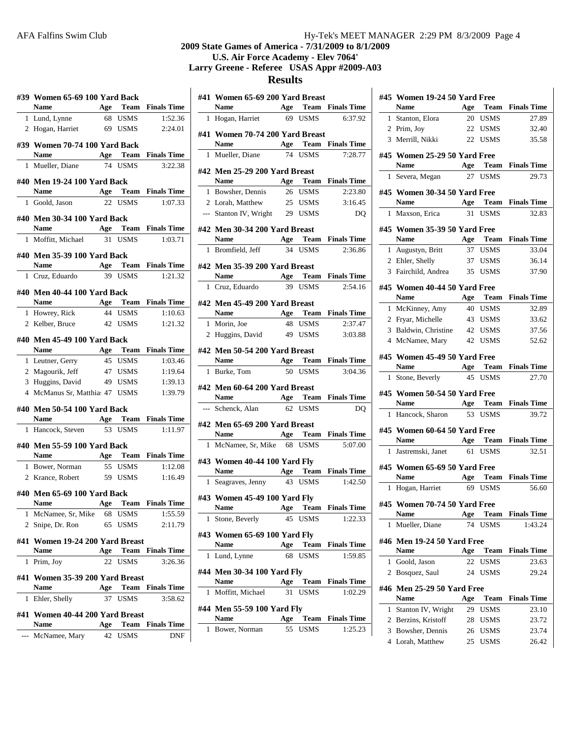## 2009 State Games of America - 7/31/2009 to 8/1/2009

### U.S. Air Force Academy - Elev 7064'

### Larry Greene - Referee USAS Appr #2009-A03

## Results

### #39 Women 65-69 100 Yard Back

| | Name | Age | Team | Finals Time |
|---|---|---|---|---|
| 1 | Lund, Lynne | 68 | USMS | 1:52.36 |
| 2 | Hogan, Harriet | 69 | USMS | 2:24.01 |

### #39 Women 70-74 100 Yard Back

| | Name | Age | Team | Finals Time |
|---|---|---|---|---|
| 1 | Mueller, Diane | 74 | USMS | 3:22.38 |

### #40 Men 19-24 100 Yard Back

| | Name | Age | Team | Finals Time |
|---|---|---|---|---|
| 1 | Goold, Jason | 22 | USMS | 1:07.33 |

### #40 Men 30-34 100 Yard Back

| | Name | Age | Team | Finals Time |
|---|---|---|---|---|
| 1 | Moffitt, Michael | 31 | USMS | 1:03.71 |

### #40 Men 35-39 100 Yard Back

| | Name | Age | Team | Finals Time |
|---|---|---|---|---|
| 1 | Cruz, Eduardo | 39 | USMS | 1:21.32 |

### #40 Men 40-44 100 Yard Back

| | Name | Age | Team | Finals Time |
|---|---|---|---|---|
| 1 | Howrey, Rick | 44 | USMS | 1:10.63 |
| 2 | Kelber, Bruce | 42 | USMS | 1:21.32 |

### #40 Men 45-49 100 Yard Back

| | Name | Age | Team | Finals Time |
|---|---|---|---|---|
| 1 | Leutner, Gerry | 45 | USMS | 1:03.46 |
| 2 | Magourik, Jeff | 47 | USMS | 1:19.64 |
| 3 | Huggins, David | 49 | USMS | 1:39.13 |
| 4 | McManus Sr, Matthia | 47 | USMS | 1:39.79 |

### #40 Men 50-54 100 Yard Back

| | Name | Age | Team | Finals Time |
|---|---|---|---|---|
| 1 | Hancock, Steven | 53 | USMS | 1:11.97 |

### #40 Men 55-59 100 Yard Back

| | Name | Age | Team | Finals Time |
|---|---|---|---|---|
| 1 | Bower, Norman | 55 | USMS | 1:12.08 |
| 2 | Krance, Robert | 59 | USMS | 1:16.49 |

### #40 Men 65-69 100 Yard Back

| | Name | Age | Team | Finals Time |
|---|---|---|---|---|
| 1 | McNamee, Sr, Mike | 68 | USMS | 1:55.59 |
| 2 | Snipe, Dr. Ron | 65 | USMS | 2:11.79 |

### #41 Women 19-24 200 Yard Breast

| | Name | Age | Team | Finals Time |
|---|---|---|---|---|
| 1 | Prim, Joy | 22 | USMS | 3:26.36 |

### #41 Women 35-39 200 Yard Breast

| | Name | Age | Team | Finals Time |
|---|---|---|---|---|
| 1 | Ehler, Shelly | 37 | USMS | 3:58.62 |

### #41 Women 40-44 200 Yard Breast

| | Name | Age | Team | Finals Time |
|---|---|---|---|---|
| --- | McNamee, Mary | 42 | USMS | DNF |

### #41 Women 65-69 200 Yard Breast

| | Name | Age | Team | Finals Time |
|---|---|---|---|---|
| 1 | Hogan, Harriet | 69 | USMS | 6:37.92 |

### #41 Women 70-74 200 Yard Breast

| | Name | Age | Team | Finals Time |
|---|---|---|---|---|
| 1 | Mueller, Diane | 74 | USMS | 7:28.77 |

### #42 Men 25-29 200 Yard Breast

| | Name | Age | Team | Finals Time |
|---|---|---|---|---|
| 1 | Bowsher, Dennis | 26 | USMS | 2:23.80 |
| 2 | Lorah, Matthew | 25 | USMS | 3:16.45 |
| --- | Stanton IV, Wright | 29 | USMS | DQ |

### #42 Men 30-34 200 Yard Breast

| | Name | Age | Team | Finals Time |
|---|---|---|---|---|
| 1 | Bromfield, Jeff | 34 | USMS | 2:36.86 |

### #42 Men 35-39 200 Yard Breast

| | Name | Age | Team | Finals Time |
|---|---|---|---|---|
| 1 | Cruz, Eduardo | 39 | USMS | 2:54.16 |

### #42 Men 45-49 200 Yard Breast

| | Name | Age | Team | Finals Time |
|---|---|---|---|---|
| 1 | Morin, Joe | 48 | USMS | 2:37.47 |
| 2 | Huggins, David | 49 | USMS | 3:03.88 |

### #42 Men 50-54 200 Yard Breast

| | Name | Age | Team | Finals Time |
|---|---|---|---|---|
| 1 | Burke, Tom | 50 | USMS | 3:04.36 |

### #42 Men 60-64 200 Yard Breast

| | Name | Age | Team | Finals Time |
|---|---|---|---|---|
| --- | Schenck, Alan | 62 | USMS | DQ |

### #42 Men 65-69 200 Yard Breast

| | Name | Age | Team | Finals Time |
|---|---|---|---|---|
| 1 | McNamee, Sr, Mike | 68 | USMS | 5:07.00 |

### #43 Women 40-44 100 Yard Fly

| | Name | Age | Team | Finals Time |
|---|---|---|---|---|
| 1 | Seagraves, Jenny | 43 | USMS | 1:42.50 |

### #43 Women 45-49 100 Yard Fly

| | Name | Age | Team | Finals Time |
|---|---|---|---|---|
| 1 | Stone, Beverly | 45 | USMS | 1:22.33 |

### #43 Women 65-69 100 Yard Fly

| | Name | Age | Team | Finals Time |
|---|---|---|---|---|
| 1 | Lund, Lynne | 68 | USMS | 1:59.85 |

### #44 Men 30-34 100 Yard Fly

| | Name | Age | Team | Finals Time |
|---|---|---|---|---|
| 1 | Moffitt, Michael | 31 | USMS | 1:02.29 |

### #44 Men 55-59 100 Yard Fly

| | Name | Age | Team | Finals Time |
|---|---|---|---|---|
| 1 | Bower, Norman | 55 | USMS | 1:25.23 |

### #45 Women 19-24 50 Yard Free

| | Name | Age | Team | Finals Time |
|---|---|---|---|---|
| 1 | Stanton, Elora | 20 | USMS | 27.89 |
| 2 | Prim, Joy | 22 | USMS | 32.40 |
| 3 | Merrill, Nikki | 22 | USMS | 35.58 |

### #45 Women 25-29 50 Yard Free

| | Name | Age | Team | Finals Time |
|---|---|---|---|---|
| 1 | Severa, Megan | 27 | USMS | 29.73 |

### #45 Women 30-34 50 Yard Free

| | Name | Age | Team | Finals Time |
|---|---|---|---|---|
| 1 | Maxson, Erica | 31 | USMS | 32.83 |

### #45 Women 35-39 50 Yard Free

| | Name | Age | Team | Finals Time |
|---|---|---|---|---|
| 1 | Augustyn, Britt | 37 | USMS | 33.04 |
| 2 | Ehler, Shelly | 37 | USMS | 36.14 |
| 3 | Fairchild, Andrea | 35 | USMS | 37.90 |

### #45 Women 40-44 50 Yard Free

| | Name | Age | Team | Finals Time |
|---|---|---|---|---|
| 1 | McKinney, Amy | 40 | USMS | 32.89 |
| 2 | Fryar, Michelle | 43 | USMS | 33.62 |
| 3 | Baldwin, Christine | 42 | USMS | 37.56 |
| 4 | McNamee, Mary | 42 | USMS | 52.62 |

### #45 Women 45-49 50 Yard Free

| | Name | Age | Team | Finals Time |
|---|---|---|---|---|
| 1 | Stone, Beverly | 45 | USMS | 27.70 |

### #45 Women 50-54 50 Yard Free

| | Name | Age | Team | Finals Time |
|---|---|---|---|---|
| 1 | Hancock, Sharon | 53 | USMS | 39.72 |

### #45 Women 60-64 50 Yard Free

| | Name | Age | Team | Finals Time |
|---|---|---|---|---|
| 1 | Jastremski, Janet | 61 | USMS | 32.51 |

### #45 Women 65-69 50 Yard Free

| | Name | Age | Team | Finals Time |
|---|---|---|---|---|
| 1 | Hogan, Harriet | 69 | USMS | 56.60 |

### #45 Women 70-74 50 Yard Free

| | Name | Age | Team | Finals Time |
|---|---|---|---|---|
| 1 | Mueller, Diane | 74 | USMS | 1:43.24 |

### #46 Men 19-24 50 Yard Free

| | Name | Age | Team | Finals Time |
|---|---|---|---|---|
| 1 | Goold, Jason | 22 | USMS | 23.63 |
| 2 | Bosquez, Saul | 24 | USMS | 29.24 |

### #46 Men 25-29 50 Yard Free

| | Name | Age | Team | Finals Time |
|---|---|---|---|---|
| 1 | Stanton IV, Wright | 29 | USMS | 23.10 |
| 2 | Berzins, Kristoff | 28 | USMS | 23.72 |
| 3 | Bowsher, Dennis | 26 | USMS | 23.74 |
| 4 | Lorah, Matthew | 25 | USMS | 26.42 |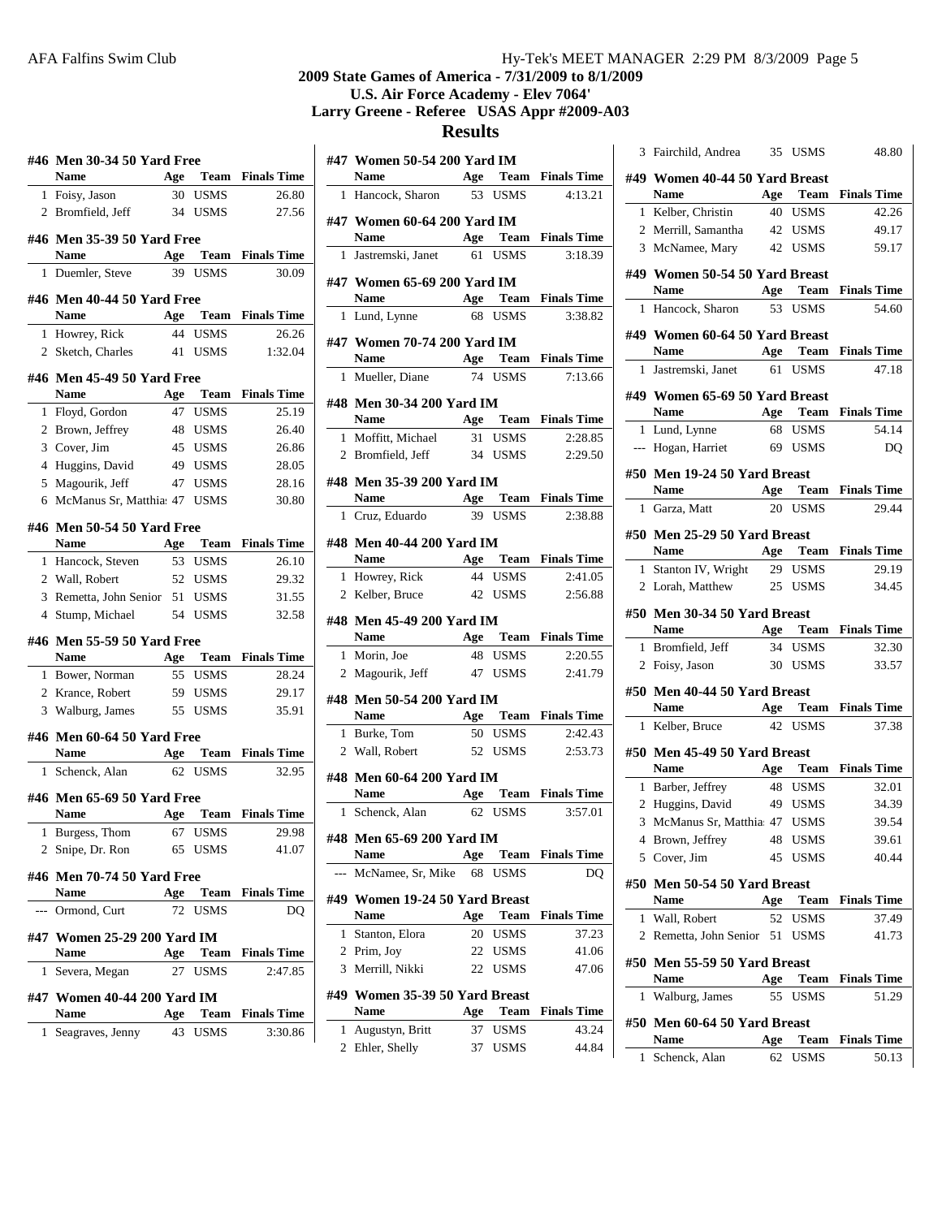# 2009 State Games of America - 7/31/2009 to 8/1/2009

**U.S. Air Force Academy - Elev 7064'**

**Larry Greene - Referee USAS Appr #2009-A03**

## Results

### #46 Men 30-34 50 Yard Free

| | Name | Age | Team | Finals Time |
|---|---|---|---|---|
| 1 | Foisy, Jason | 30 | USMS | 26.80 |
| 2 | Bromfield, Jeff | 34 | USMS | 27.56 |

### #46 Men 35-39 50 Yard Free

| | Name | Age | Team | Finals Time |
|---|---|---|---|---|
| 1 | Duemler, Steve | 39 | USMS | 30.09 |

### #46 Men 40-44 50 Yard Free

| | Name | Age | Team | Finals Time |
|---|---|---|---|---|
| 1 | Howrey, Rick | 44 | USMS | 26.26 |
| 2 | Sketch, Charles | 41 | USMS | 1:32.04 |

### #46 Men 45-49 50 Yard Free

| | Name | Age | Team | Finals Time |
|---|---|---|---|---|
| 1 | Floyd, Gordon | 47 | USMS | 25.19 |
| 2 | Brown, Jeffrey | 48 | USMS | 26.40 |
| 3 | Cover, Jim | 45 | USMS | 26.86 |
| 4 | Huggins, David | 49 | USMS | 28.05 |
| 5 | Magourik, Jeff | 47 | USMS | 28.16 |
| 6 | McManus Sr, Matthia | 47 | USMS | 30.80 |

### #46 Men 50-54 50 Yard Free

| | Name | Age | Team | Finals Time |
|---|---|---|---|---|
| 1 | Hancock, Steven | 53 | USMS | 26.10 |
| 2 | Wall, Robert | 52 | USMS | 29.32 |
| 3 | Remetta, John Senior | 51 | USMS | 31.55 |
| 4 | Stump, Michael | 54 | USMS | 32.58 |

### #46 Men 55-59 50 Yard Free

| | Name | Age | Team | Finals Time |
|---|---|---|---|---|
| 1 | Bower, Norman | 55 | USMS | 28.24 |
| 2 | Krance, Robert | 59 | USMS | 29.17 |
| 3 | Walburg, James | 55 | USMS | 35.91 |

### #46 Men 60-64 50 Yard Free

| | Name | Age | Team | Finals Time |
|---|---|---|---|---|
| 1 | Schenck, Alan | 62 | USMS | 32.95 |

### #46 Men 65-69 50 Yard Free

| | Name | Age | Team | Finals Time |
|---|---|---|---|---|
| 1 | Burgess, Thom | 67 | USMS | 29.98 |
| 2 | Snipe, Dr. Ron | 65 | USMS | 41.07 |

### #46 Men 70-74 50 Yard Free

| | Name | Age | Team | Finals Time |
|---|---|---|---|---|
| --- | Ormond, Curt | 72 | USMS | DQ |

### #47 Women 25-29 200 Yard IM

| | Name | Age | Team | Finals Time |
|---|---|---|---|---|
| 1 | Severa, Megan | 27 | USMS | 2:47.85 |

### #47 Women 40-44 200 Yard IM

| | Name | Age | Team | Finals Time |
|---|---|---|---|---|
| 1 | Seagraves, Jenny | 43 | USMS | 3:30.86 |

### #47 Women 50-54 200 Yard IM

| | Name | Age | Team | Finals Time |
|---|---|---|---|---|
| 1 | Hancock, Sharon | 53 | USMS | 4:13.21 |

### #47 Women 60-64 200 Yard IM

| | Name | Age | Team | Finals Time |
|---|---|---|---|---|
| 1 | Jastremski, Janet | 61 | USMS | 3:18.39 |

### #47 Women 65-69 200 Yard IM

| | Name | Age | Team | Finals Time |
|---|---|---|---|---|
| 1 | Lund, Lynne | 68 | USMS | 3:38.82 |

### #47 Women 70-74 200 Yard IM

| | Name | Age | Team | Finals Time |
|---|---|---|---|---|
| 1 | Mueller, Diane | 74 | USMS | 7:13.66 |

### #48 Men 30-34 200 Yard IM

| | Name | Age | Team | Finals Time |
|---|---|---|---|---|
| 1 | Moffitt, Michael | 31 | USMS | 2:28.85 |
| 2 | Bromfield, Jeff | 34 | USMS | 2:29.50 |

### #48 Men 35-39 200 Yard IM

| | Name | Age | Team | Finals Time |
|---|---|---|---|---|
| 1 | Cruz, Eduardo | 39 | USMS | 2:38.88 |

### #48 Men 40-44 200 Yard IM

| | Name | Age | Team | Finals Time |
|---|---|---|---|---|
| 1 | Howrey, Rick | 44 | USMS | 2:41.05 |
| 2 | Kelber, Bruce | 42 | USMS | 2:56.88 |

### #48 Men 45-49 200 Yard IM

| | Name | Age | Team | Finals Time |
|---|---|---|---|---|
| 1 | Morin, Joe | 48 | USMS | 2:20.55 |
| 2 | Magourik, Jeff | 47 | USMS | 2:41.79 |

### #48 Men 50-54 200 Yard IM

| | Name | Age | Team | Finals Time |
|---|---|---|---|---|
| 1 | Burke, Tom | 50 | USMS | 2:42.43 |
| 2 | Wall, Robert | 52 | USMS | 2:53.73 |

### #48 Men 60-64 200 Yard IM

| | Name | Age | Team | Finals Time |
|---|---|---|---|---|
| 1 | Schenck, Alan | 62 | USMS | 3:57.01 |

### #48 Men 65-69 200 Yard IM

| | Name | Age | Team | Finals Time |
|---|---|---|---|---|
| --- | McNamee, Sr, Mike | 68 | USMS | DQ |

### #49 Women 19-24 50 Yard Breast

| | Name | Age | Team | Finals Time |
|---|---|---|---|---|
| 1 | Stanton, Elora | 20 | USMS | 37.23 |
| 2 | Prim, Joy | 22 | USMS | 41.06 |
| 3 | Merrill, Nikki | 22 | USMS | 47.06 |

### #49 Women 35-39 50 Yard Breast

| | Name | Age | Team | Finals Time |
|---|---|---|---|---|
| 1 | Augustyn, Britt | 37 | USMS | 43.24 |
| 2 | Ehler, Shelly | 37 | USMS | 44.84 |
| 3 | Fairchild, Andrea | 35 | USMS | 48.80 |

### #49 Women 40-44 50 Yard Breast

| | Name | Age | Team | Finals Time |
|---|---|---|---|---|
| 1 | Kelber, Christin | 40 | USMS | 42.26 |
| 2 | Merrill, Samantha | 42 | USMS | 49.17 |
| 3 | McNamee, Mary | 42 | USMS | 59.17 |

### #49 Women 50-54 50 Yard Breast

| | Name | Age | Team | Finals Time |
|---|---|---|---|---|
| 1 | Hancock, Sharon | 53 | USMS | 54.60 |

### #49 Women 60-64 50 Yard Breast

| | Name | Age | Team | Finals Time |
|---|---|---|---|---|
| 1 | Jastremski, Janet | 61 | USMS | 47.18 |

### #49 Women 65-69 50 Yard Breast

| | Name | Age | Team | Finals Time |
|---|---|---|---|---|
| 1 | Lund, Lynne | 68 | USMS | 54.14 |
| --- | Hogan, Harriet | 69 | USMS | DQ |

### #50 Men 19-24 50 Yard Breast

| | Name | Age | Team | Finals Time |
|---|---|---|---|---|
| 1 | Garza, Matt | 20 | USMS | 29.44 |

### #50 Men 25-29 50 Yard Breast

| | Name | Age | Team | Finals Time |
|---|---|---|---|---|
| 1 | Stanton IV, Wright | 29 | USMS | 29.19 |
| 2 | Lorah, Matthew | 25 | USMS | 34.45 |

### #50 Men 30-34 50 Yard Breast

| | Name | Age | Team | Finals Time |
|---|---|---|---|---|
| 1 | Bromfield, Jeff | 34 | USMS | 32.30 |
| 2 | Foisy, Jason | 30 | USMS | 33.57 |

### #50 Men 40-44 50 Yard Breast

| | Name | Age | Team | Finals Time |
|---|---|---|---|---|
| 1 | Kelber, Bruce | 42 | USMS | 37.38 |

### #50 Men 45-49 50 Yard Breast

| | Name | Age | Team | Finals Time |
|---|---|---|---|---|
| 1 | Barber, Jeffrey | 48 | USMS | 32.01 |
| 2 | Huggins, David | 49 | USMS | 34.39 |
| 3 | McManus Sr, Matthia | 47 | USMS | 39.54 |
| 4 | Brown, Jeffrey | 48 | USMS | 39.61 |
| 5 | Cover, Jim | 45 | USMS | 40.44 |

### #50 Men 50-54 50 Yard Breast

| | Name | Age | Team | Finals Time |
|---|---|---|---|---|
| 1 | Wall, Robert | 52 | USMS | 37.49 |
| 2 | Remetta, John Senior | 51 | USMS | 41.73 |

### #50 Men 55-59 50 Yard Breast

| | Name | Age | Team | Finals Time |
|---|---|---|---|---|
| 1 | Walburg, James | 55 | USMS | 51.29 |

### #50 Men 60-64 50 Yard Breast

| | Name | Age | Team | Finals Time |
|---|---|---|---|---|
| 1 | Schenck, Alan | 62 | USMS | 50.13 |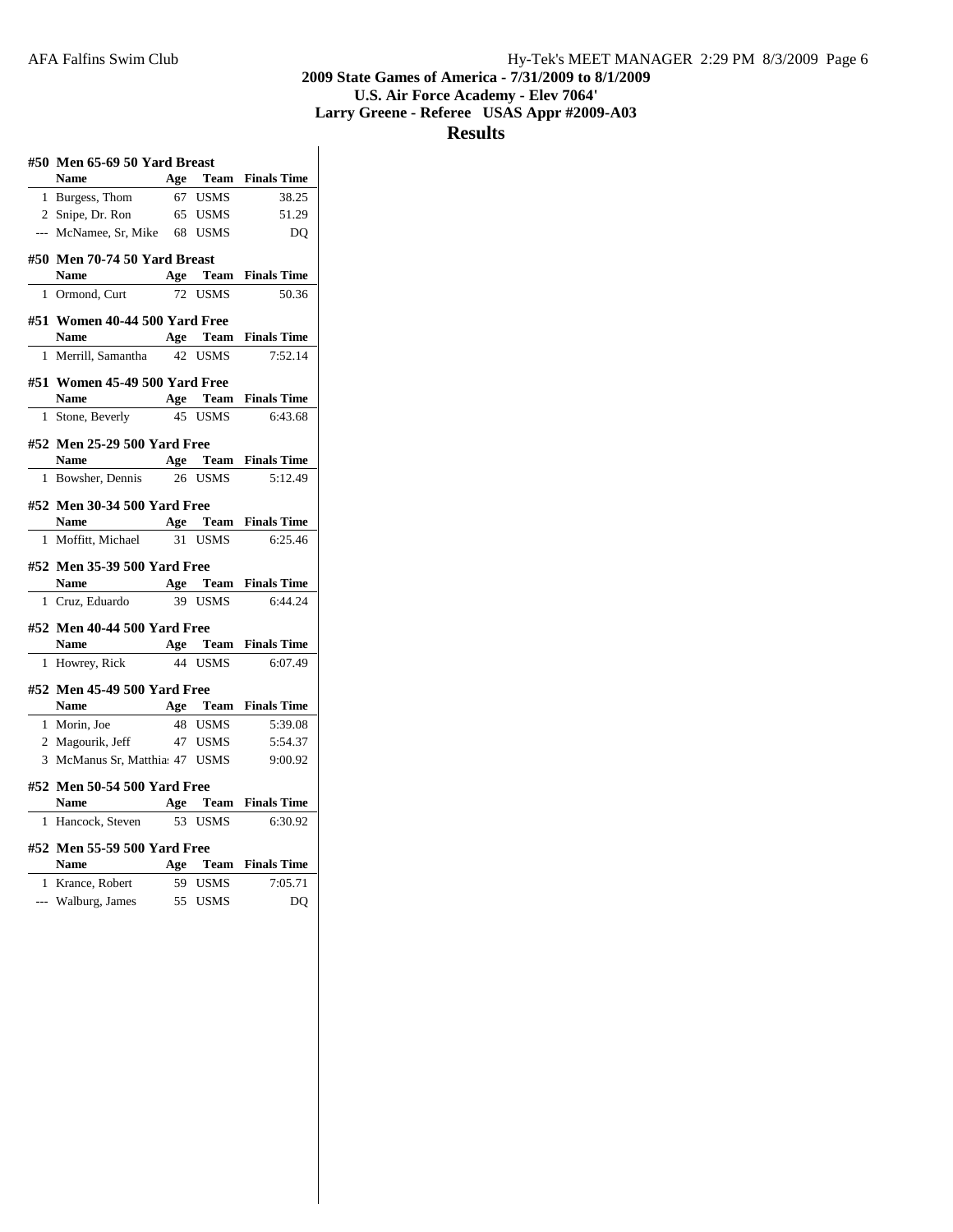# 2009 State Games of America - 7/31/2009 to 8/1/2009

## U.S. Air Force Academy - Elev 7064'

## Larry Greene - Referee USAS Appr #2009-A03

## Results

### #50 Men 65-69 50 Yard Breast

| | Name | Age | Team | Finals Time |
|---|---|---|---|---|
| 1 | Burgess, Thom | 67 | USMS | 38.25 |
| 2 | Snipe, Dr. Ron | 65 | USMS | 51.29 |
| --- | McNamee, Sr, Mike | 68 | USMS | DQ |

### #50 Men 70-74 50 Yard Breast

| | Name | Age | Team | Finals Time |
|---|---|---|---|---|
| 1 | Ormond, Curt | 72 | USMS | 50.36 |

### #51 Women 40-44 500 Yard Free

| | Name | Age | Team | Finals Time |
|---|---|---|---|---|
| 1 | Merrill, Samantha | 42 | USMS | 7:52.14 |

### #51 Women 45-49 500 Yard Free

| | Name | Age | Team | Finals Time |
|---|---|---|---|---|
| 1 | Stone, Beverly | 45 | USMS | 6:43.68 |

### #52 Men 25-29 500 Yard Free

| | Name | Age | Team | Finals Time |
|---|---|---|---|---|
| 1 | Bowsher, Dennis | 26 | USMS | 5:12.49 |

### #52 Men 30-34 500 Yard Free

| | Name | Age | Team | Finals Time |
|---|---|---|---|---|
| 1 | Moffitt, Michael | 31 | USMS | 6:25.46 |

### #52 Men 35-39 500 Yard Free

| | Name | Age | Team | Finals Time |
|---|---|---|---|---|
| 1 | Cruz, Eduardo | 39 | USMS | 6:44.24 |

### #52 Men 40-44 500 Yard Free

| | Name | Age | Team | Finals Time |
|---|---|---|---|---|
| 1 | Howrey, Rick | 44 | USMS | 6:07.49 |

### #52 Men 45-49 500 Yard Free

| | Name | Age | Team | Finals Time |
|---|---|---|---|---|
| 1 | Morin, Joe | 48 | USMS | 5:39.08 |
| 2 | Magourik, Jeff | 47 | USMS | 5:54.37 |
| 3 | McManus Sr, Matthia: | 47 | USMS | 9:00.92 |

### #52 Men 50-54 500 Yard Free

| | Name | Age | Team | Finals Time |
|---|---|---|---|---|
| 1 | Hancock, Steven | 53 | USMS | 6:30.92 |

### #52 Men 55-59 500 Yard Free

| | Name | Age | Team | Finals Time |
|---|---|---|---|---|
| 1 | Krance, Robert | 59 | USMS | 7:05.71 |
| --- | Walburg, James | 55 | USMS | DQ |